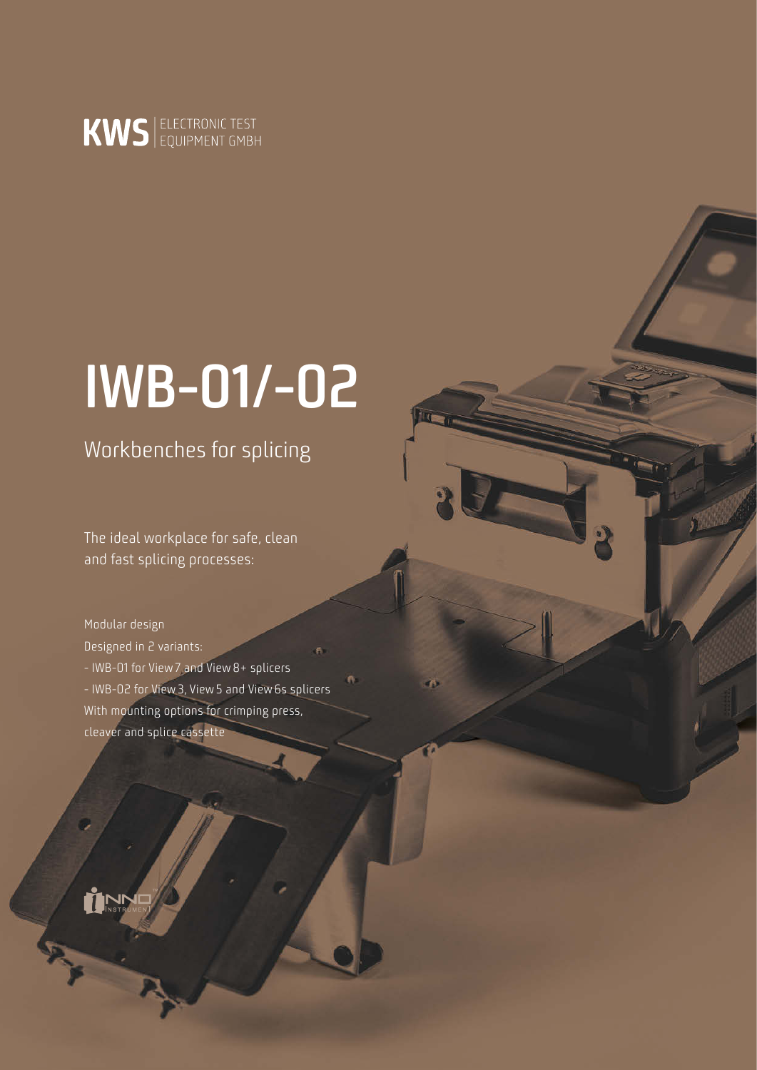KWS | ELECTRONIC TEST EQUIPMENT GMBH

# IWB-01/-02

## Workbenches for splicing

The ideal workplace for safe, clean and fast splicing processes:

Modular design
Designed in 2 variants:
- IWB-01 for View 7 and View 8+ splicers
- IWB-02 for View 3, View 5 and View 6s splicers
With mounting options for crimping press, cleaver and splice cassette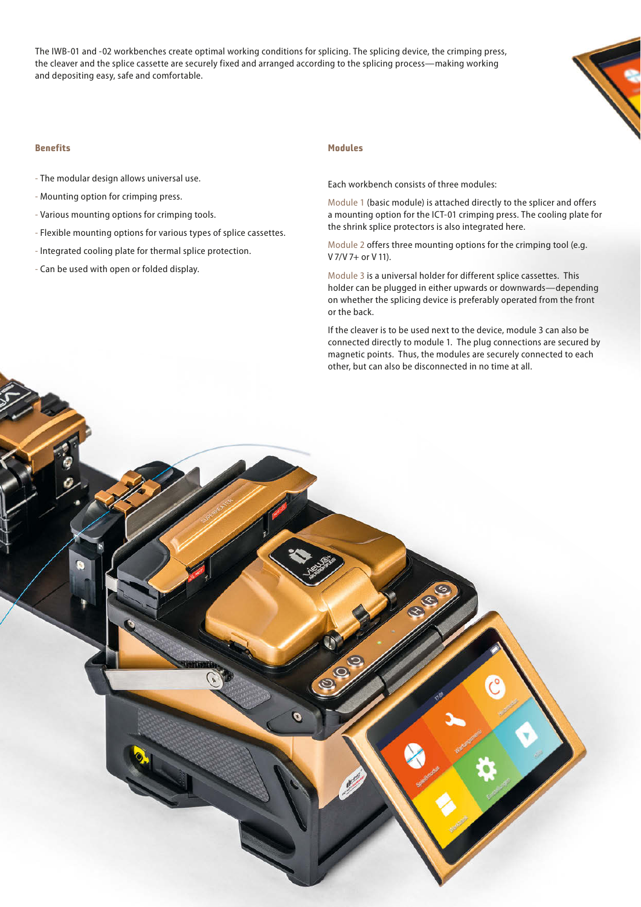The IWB-01 and -02 workbenches create optimal working conditions for splicing. The splicing device, the crimping press, the cleaver and the splice cassette are securely fixed and arranged according to the splicing process—making working and depositing easy, safe and comfortable.

## Benefits

- The modular design allows universal use.
- Mounting option for crimping press.
- Various mounting options for crimping tools.
- Flexible mounting options for various types of splice cassettes.
- Integrated cooling plate for thermal splice protection.
- Can be used with open or folded display.

## Modules

Each workbench consists of three modules:

Module 1 (basic module) is attached directly to the splicer and offers a mounting option for the ICT-01 crimping press. The cooling plate for the shrink splice protectors is also integrated here.

Module 2 offers three mounting options for the crimping tool (e.g. V 7/V 7+ or V 11).

Module 3 is a universal holder for different splice cassettes. This holder can be plugged in either upwards or downwards—depending on whether the splicing device is preferably operated from the front or the back.

If the cleaver is to be used next to the device, module 3 can also be connected directly to module 1. The plug connections are secured by magnetic points. Thus, the modules are securely connected to each other, but can also be disconnected in no time at all.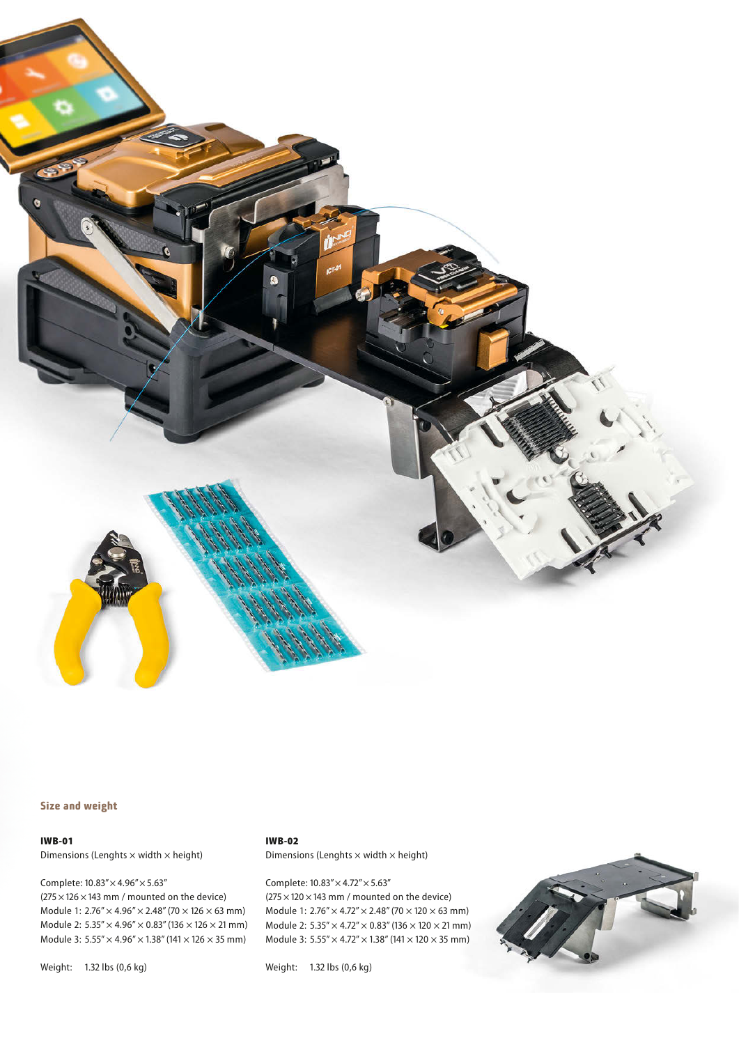## Size and weight

**IWB-01**

Dimensions (Lenghts × width × height)

Complete: 10.83″ × 4.96″ × 5.63″
(275 × 126 × 143 mm / mounted on the device)
Module 1: 2.76″ × 4.96″ × 2.48″ (70 × 126 × 63 mm)
Module 2: 5.35″ × 4.96″ × 0.83″ (136 × 126 × 21 mm)
Module 3: 5.55″ × 4.96″ × 1.38″ (141 × 126 × 35 mm)

Weight: 1.32 lbs (0,6 kg)

**IWB-02**

Dimensions (Lenghts × width × height)

Complete: 10.83″ × 4.72″ × 5.63″
(275 × 120 × 143 mm / mounted on the device)
Module 1: 2.76″ × 4.72″ × 2.48″ (70 × 120 × 63 mm)
Module 2: 5.35″ × 4.72″ × 0.83″ (136 × 120 × 21 mm)
Module 3: 5.55″ × 4.72″ × 1.38″ (141 × 120 × 35 mm)

Weight: 1.32 lbs (0,6 kg)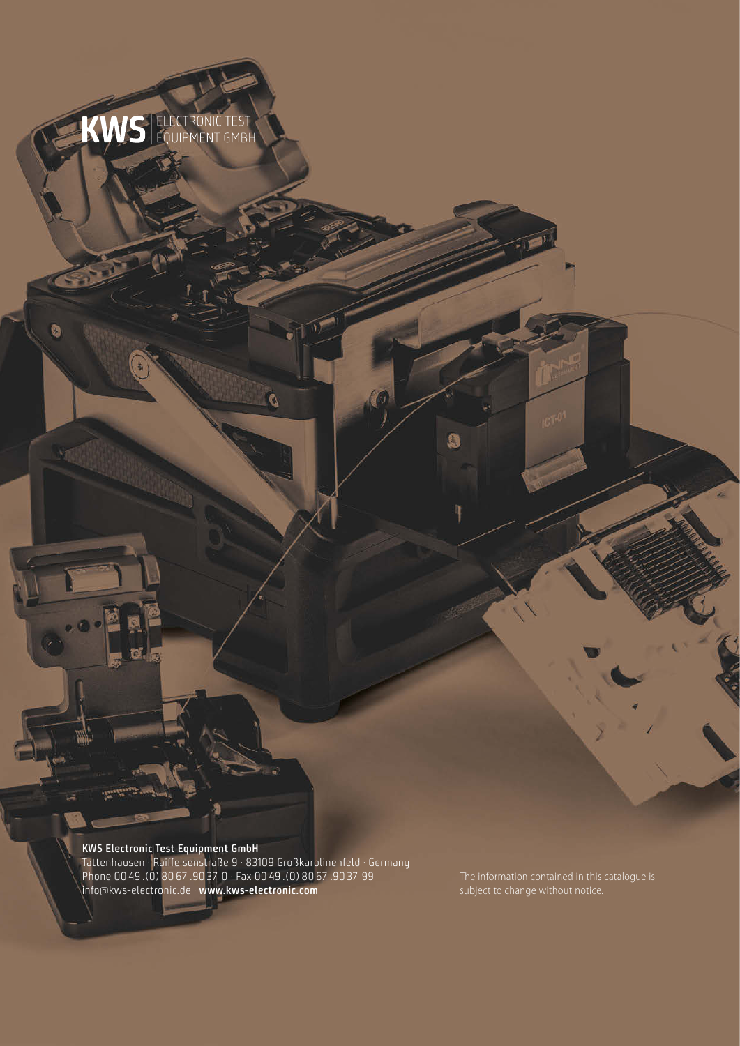KWS | ELECTRONIC TEST EQUIPMENT GMBH

**KWS Electronic Test Equipment GmbH**
Tattenhausen · Raiffeisenstraße 9 · 83109 Großkarolinenfeld · Germany
Phone 00 49 .(0) 80 67 .90 37-0 · Fax 00 49 .(0) 80 67 .90 37-99
info@kws-electronic.de · **www.kws-electronic.com**

The information contained in this catalogue is subject to change without notice.